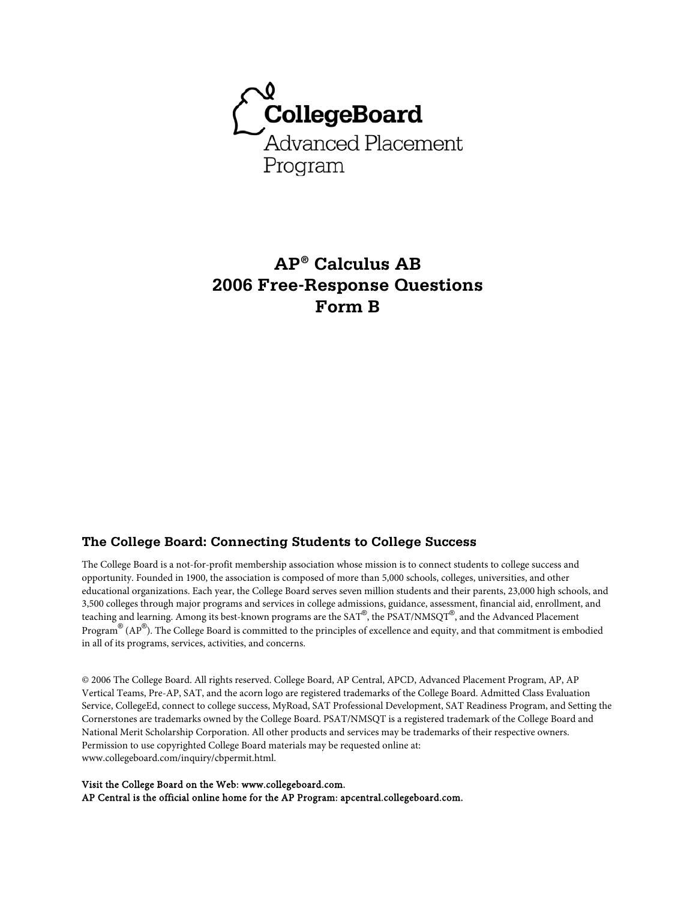CollegeBoard

Advanced Placement Program

# AP® Calculus AB 2006 Free-Response Questions Form B

## The College Board: Connecting Students to College Success

The College Board is a not-for-profit membership association whose mission is to connect students to college success and opportunity. Founded in 1900, the association is composed of more than 5,000 schools, colleges, universities, and other educational organizations. Each year, the College Board serves seven million students and their parents, 23,000 high schools, and 3,500 colleges through major programs and services in college admissions, guidance, assessment, financial aid, enrollment, and teaching and learning. Among its best-known programs are the SAT®, the PSAT/NMSQT®, and the Advanced Placement Program® (AP®). The College Board is committed to the principles of excellence and equity, and that commitment is embodied in all of its programs, services, activities, and concerns.

© 2006 The College Board. All rights reserved. College Board, AP Central, APCD, Advanced Placement Program, AP, AP Vertical Teams, Pre-AP, SAT, and the acorn logo are registered trademarks of the College Board. Admitted Class Evaluation Service, CollegeEd, connect to college success, MyRoad, SAT Professional Development, SAT Readiness Program, and Setting the Cornerstones are trademarks owned by the College Board. PSAT/NMSQT is a registered trademark of the College Board and National Merit Scholarship Corporation. All other products and services may be trademarks of their respective owners. Permission to use copyrighted College Board materials may be requested online at: www.collegeboard.com/inquiry/cbpermit.html.

Visit the College Board on the Web: www.collegeboard.com.
AP Central is the official online home for the AP Program: apcentral.collegeboard.com.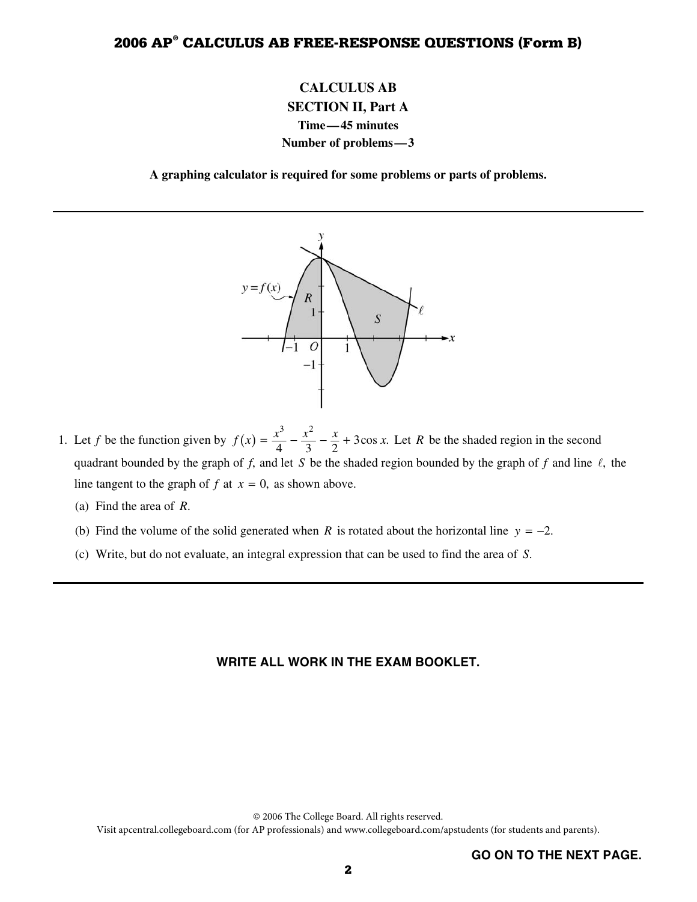# 2006 AP® CALCULUS AB FREE-RESPONSE QUESTIONS (Form B)

**CALCULUS AB**

**SECTION II, Part A**

**Time—45 minutes**

**Number of problems—3**

**A graphing calculator is required for some problems or parts of problems.**

---

1. Let $f$ be the function given by $f(x) = \frac{x^3}{4} - \frac{x^2}{3} - \frac{x}{2} + 3\cos x$. Let $R$ be the shaded region in the second quadrant bounded by the graph of $f$, and let $S$ be the shaded region bounded by the graph of $f$ and line $\ell$, the line tangent to the graph of $f$ at $x = 0$, as shown above.

   (a) Find the area of $R$.

   (b) Find the volume of the solid generated when $R$ is rotated about the horizontal line $y = -2$.

   (c) Write, but do not evaluate, an integral expression that can be used to find the area of $S$.

---

**WRITE ALL WORK IN THE EXAM BOOKLET.**

© 2006 The College Board. All rights reserved.
Visit apcentral.collegeboard.com (for AP professionals) and www.collegeboard.com/apstudents (for students and parents).

**GO ON TO THE NEXT PAGE.**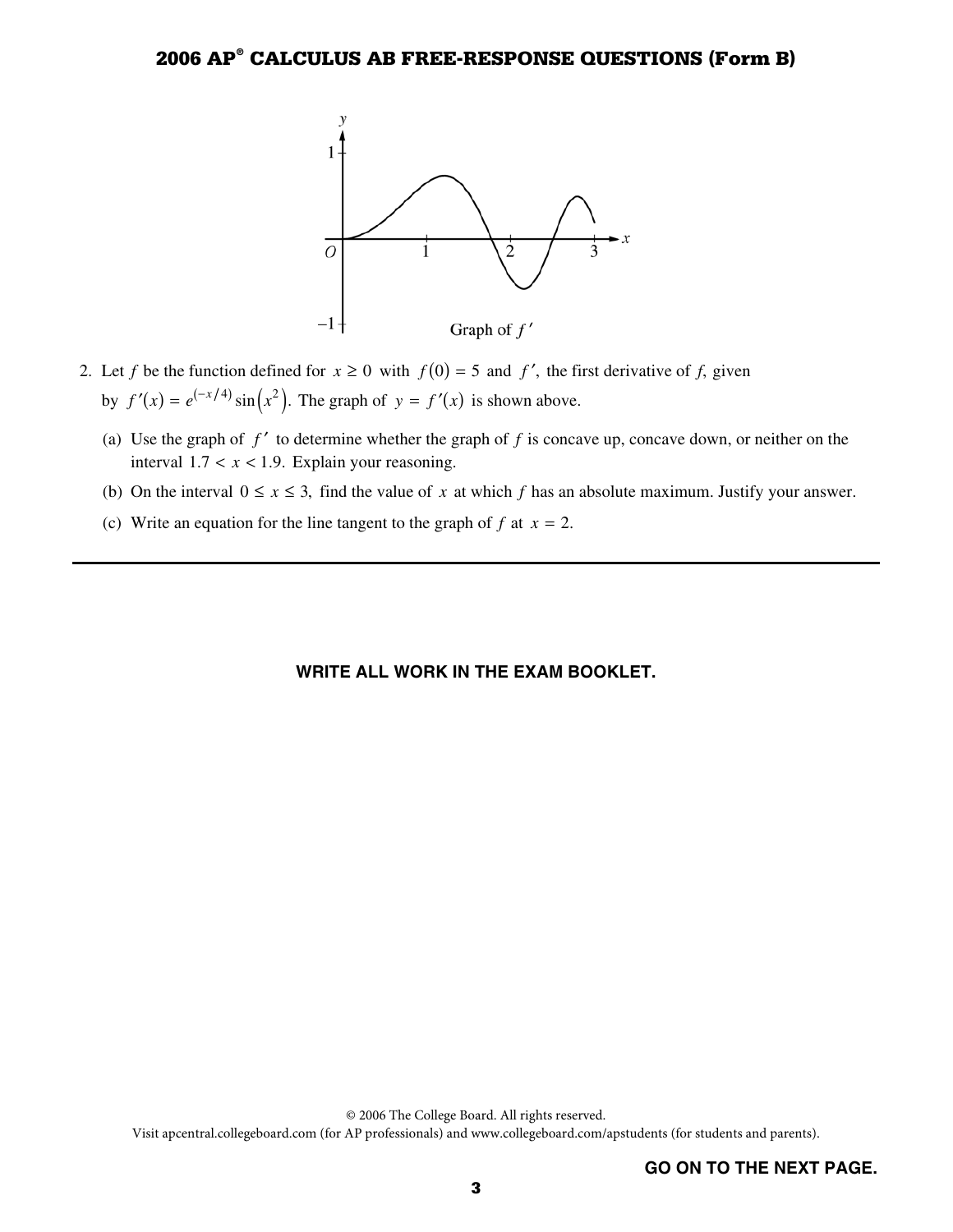Graph of $f'$

2. Let $f$ be the function defined for $x \geq 0$ with $f(0) = 5$ and $f'$, the first derivative of $f$, given by $f'(x) = e^{(-x/4)} \sin(x^2)$. The graph of $y = f'(x)$ is shown above.

   (a) Use the graph of $f'$ to determine whether the graph of $f$ is concave up, concave down, or neither on the interval $1.7 < x < 1.9$. Explain your reasoning.

   (b) On the interval $0 \leq x \leq 3$, find the value of $x$ at which $f$ has an absolute maximum. Justify your answer.

   (c) Write an equation for the line tangent to the graph of $f$ at $x = 2$.

---

**WRITE ALL WORK IN THE EXAM BOOKLET.**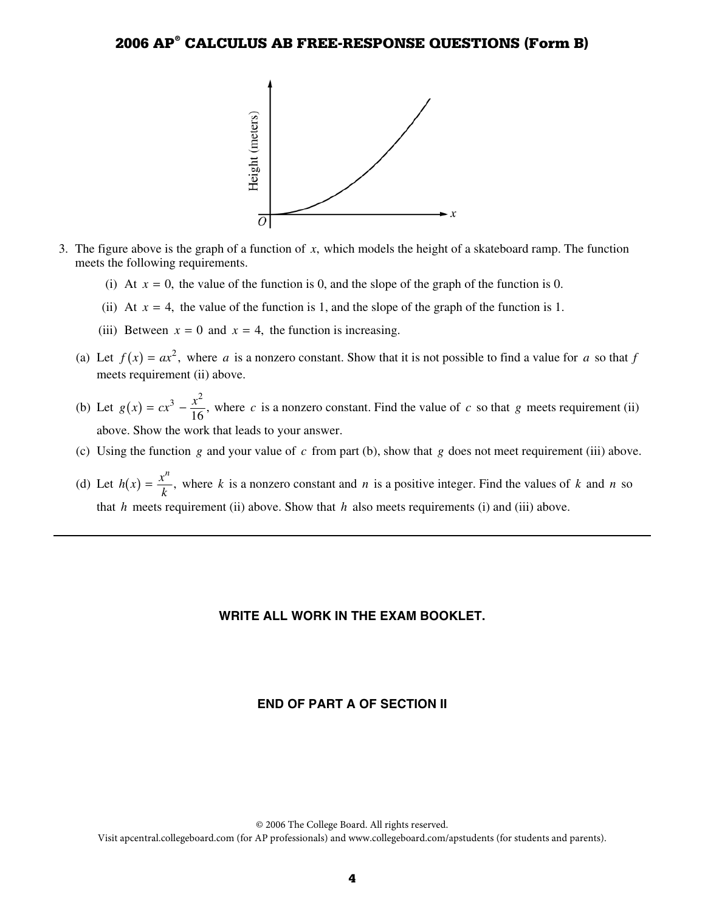3. The figure above is the graph of a function of $x$, which models the height of a skateboard ramp. The function meets the following requirements.

   (i) At $x = 0$, the value of the function is 0, and the slope of the graph of the function is 0.

   (ii) At $x = 4$, the value of the function is 1, and the slope of the graph of the function is 1.

   (iii) Between $x = 0$ and $x = 4$, the function is increasing.

   (a) Let $f(x) = ax^2$, where $a$ is a nonzero constant. Show that it is not possible to find a value for $a$ so that $f$ meets requirement (ii) above.

   (b) Let $g(x) = cx^3 - \frac{x^2}{16}$, where $c$ is a nonzero constant. Find the value of $c$ so that $g$ meets requirement (ii) above. Show the work that leads to your answer.

   (c) Using the function $g$ and your value of $c$ from part (b), show that $g$ does not meet requirement (iii) above.

   (d) Let $h(x) = \frac{x^n}{k}$, where $k$ is a nonzero constant and $n$ is a positive integer. Find the values of $k$ and $n$ so that $h$ meets requirement (ii) above. Show that $h$ also meets requirements (i) and (iii) above.

---

**WRITE ALL WORK IN THE EXAM BOOKLET.**

**END OF PART A OF SECTION II**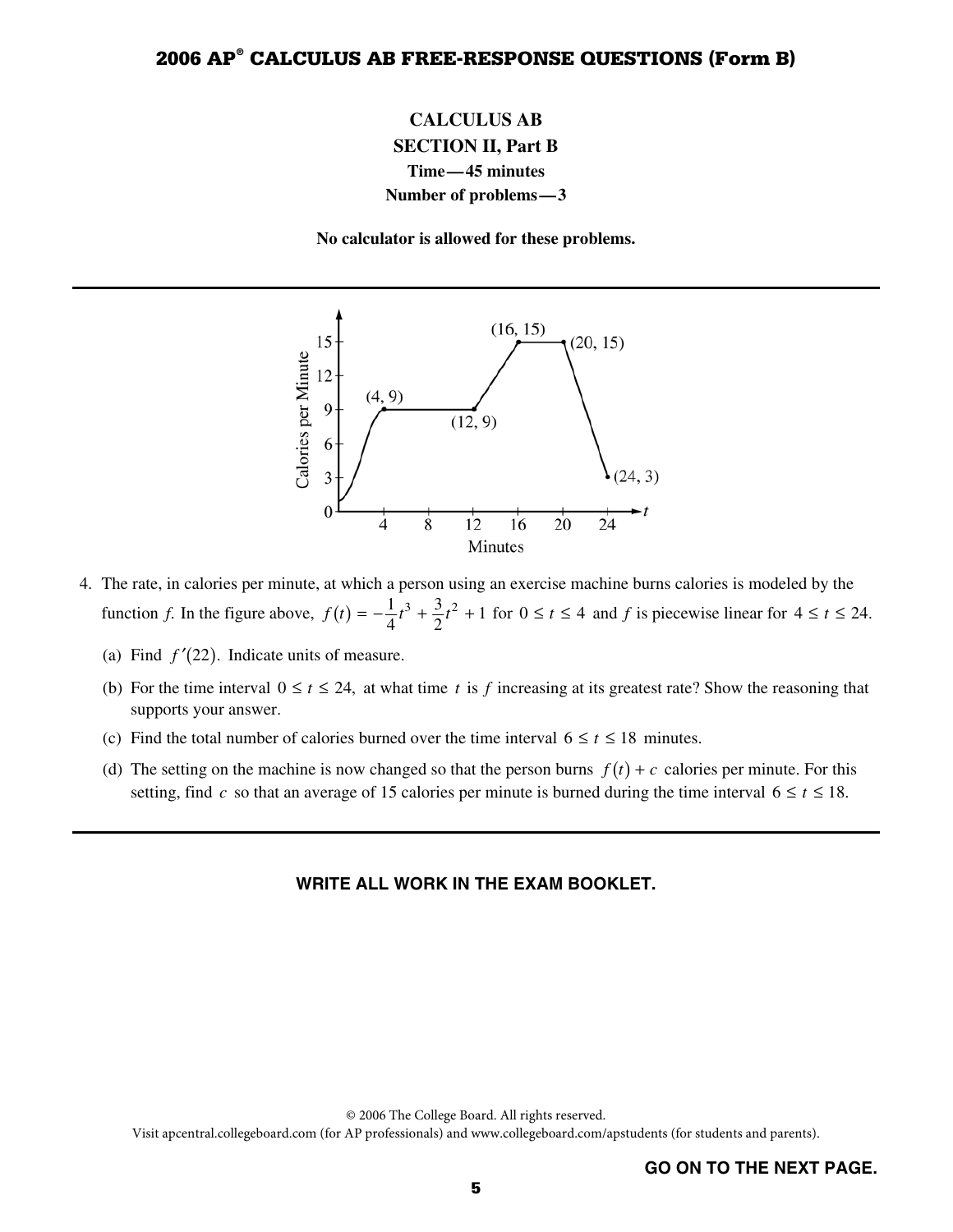# CALCULUS AB

## SECTION II, Part B

**Time — 45 minutes**

**Number of problems — 3**

**No calculator is allowed for these problems.**

---

4. The rate, in calories per minute, at which a person using an exercise machine burns calories is modeled by the function *f*. In the figure above, $f(t) = -\frac{1}{4}t^3 + \frac{3}{2}t^2 + 1$ for $0 \le t \le 4$ and *f* is piecewise linear for $4 \le t \le 24$.

   (a) Find $f'(22)$. Indicate units of measure.

   (b) For the time interval $0 \le t \le 24$, at what time $t$ is $f$ increasing at its greatest rate? Show the reasoning that supports your answer.

   (c) Find the total number of calories burned over the time interval $6 \le t \le 18$ minutes.

   (d) The setting on the machine is now changed so that the person burns $f(t) + c$ calories per minute. For this setting, find $c$ so that an average of 15 calories per minute is burned during the time interval $6 \le t \le 18$.

---

**WRITE ALL WORK IN THE EXAM BOOKLET.**

**GO ON TO THE NEXT PAGE.**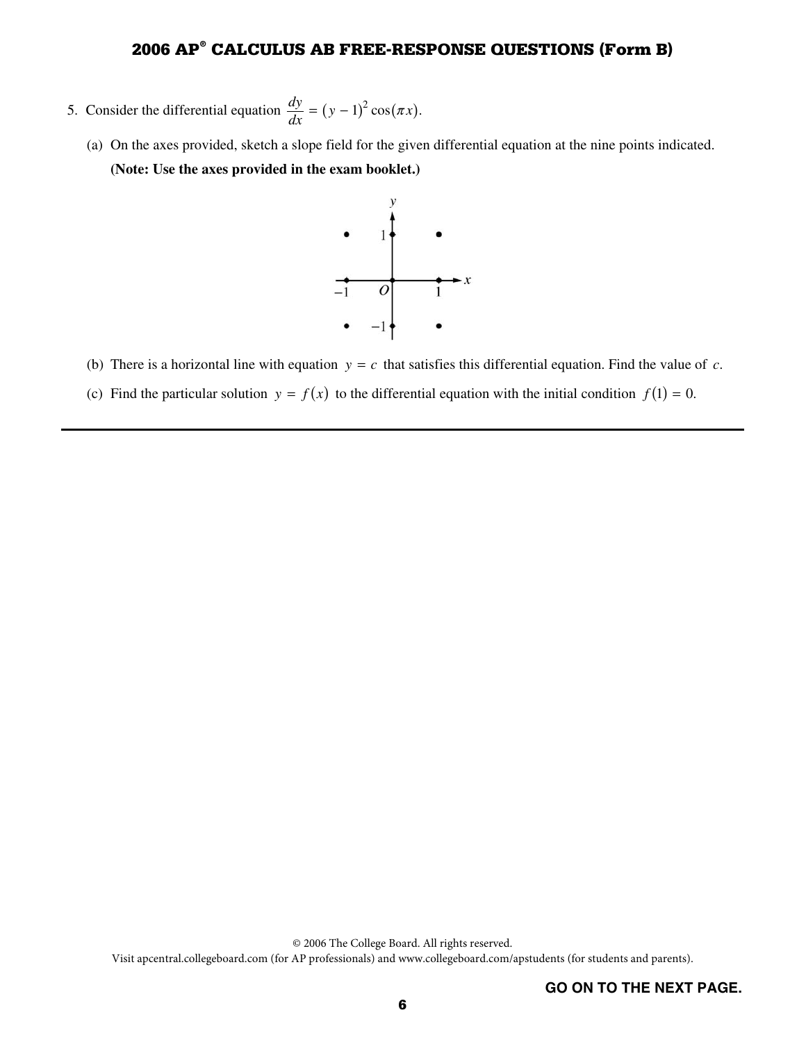5. Consider the differential equation $\frac{dy}{dx} = (y - 1)^2 \cos(\pi x)$.

   (a) On the axes provided, sketch a slope field for the given differential equation at the nine points indicated. **(Note: Use the axes provided in the exam booklet.)**

   (b) There is a horizontal line with equation $y = c$ that satisfies this differential equation. Find the value of $c$.

   (c) Find the particular solution $y = f(x)$ to the differential equation with the initial condition $f(1) = 0$.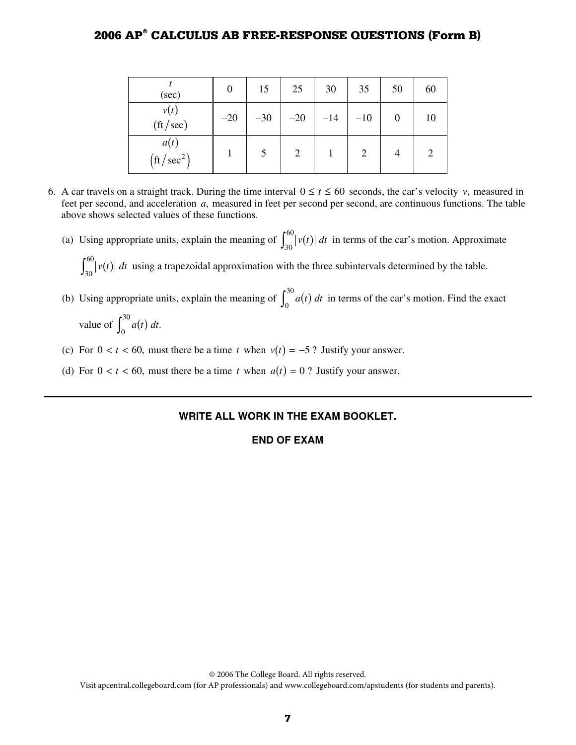| $t$ (sec) | 0 | 15 | 25 | 30 | 35 | 50 | 60 |
|---|---|---|---|---|---|---|---|
| $v(t)$ (ft/sec) | −20 | −30 | −20 | −14 | −10 | 0 | 10 |
| $a(t)$ $\left(\text{ft}/\text{sec}^2\right)$ | 1 | 5 | 2 | 1 | 2 | 4 | 2 |

6. A car travels on a straight track. During the time interval $0 \le t \le 60$ seconds, the car's velocity $v$, measured in feet per second, and acceleration $a$, measured in feet per second per second, are continuous functions. The table above shows selected values of these functions.

   (a) Using appropriate units, explain the meaning of $\int_{30}^{60} |v(t)|\, dt$ in terms of the car's motion. Approximate $\int_{30}^{60} |v(t)|\, dt$ using a trapezoidal approximation with the three subintervals determined by the table.

   (b) Using appropriate units, explain the meaning of $\int_{0}^{30} a(t)\, dt$ in terms of the car's motion. Find the exact value of $\int_{0}^{30} a(t)\, dt$.

   (c) For $0 < t < 60$, must there be a time $t$ when $v(t) = -5$ ? Justify your answer.

   (d) For $0 < t < 60$, must there be a time $t$ when $a(t) = 0$ ? Justify your answer.

**WRITE ALL WORK IN THE EXAM BOOKLET.**

**END OF EXAM**